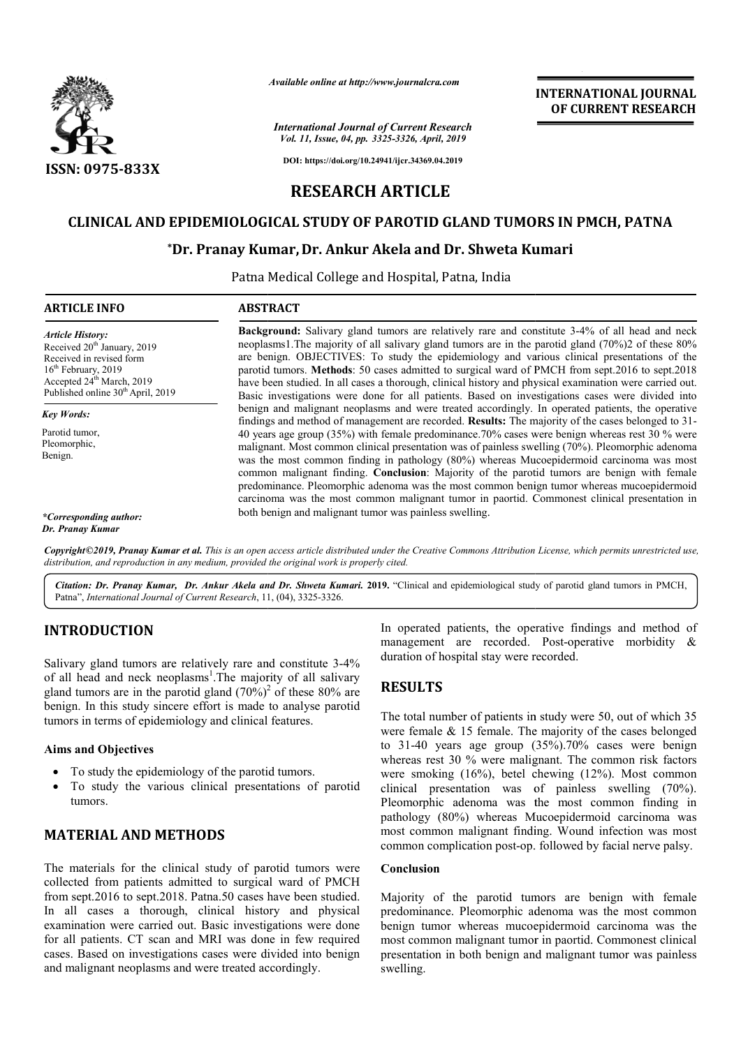*Available online at http://www.journalcra.com*

*International Journal of Current Research*
*Vol. 11, Issue, 04, pp. 3325-3326, April, 2019*

**DOI: https://doi.org/10.24941/ijcr.34369.04.2019**

**ISSN: 0975-833X**

**INTERNATIONAL JOURNAL OF CURRENT RESEARCH**

# RESEARCH ARTICLE

# CLINICAL AND EPIDEMIOLOGICAL STUDY OF PAROTID GLAND TUMORS IN PMCH, PATNA

## *Dr. Pranay Kumar, Dr. Ankur Akela and Dr. Shweta Kumari

Patna Medical College and Hospital, Patna, India

### ARTICLE INFO

*Article History:*
Received 20th January, 2019
Received in revised form
16th February, 2019
Accepted 24th March, 2019
Published online 30th April, 2019

*Key Words:*
Parotid tumor,
Pleomorphic,
Benign.

***Corresponding author:***
***Dr. Pranay Kumar***

### ABSTRACT

**Background:** Salivary gland tumors are relatively rare and constitute 3-4% of all head and neck neoplasms1.The majority of all salivary gland tumors are in the parotid gland (70%)2 of these 80% are benign. OBJECTIVES: To study the epidemiology and various clinical presentations of the parotid tumors. **Methods**: 50 cases admitted to surgical ward of PMCH from sept.2016 to sept.2018 have been studied. In all cases a thorough, clinical history and physical examination were carried out. Basic investigations were done for all patients. Based on investigations cases were divided into benign and malignant neoplasms and were treated accordingly. In operated patients, the operative findings and method of management are recorded. **Results:** The majority of the cases belonged to 31-40 years age group (35%) with female predominance.70% cases were benign whereas rest 30 % were malignant. Most common clinical presentation was of painless swelling (70%). Pleomorphic adenoma was the most common finding in pathology (80%) whereas Mucoepidermoid carcinoma was most common malignant finding. **Conclusion**: Majority of the parotid tumors are benign with female predominance. Pleomorphic adenoma was the most common benign tumor whereas mucoepidermoid carcinoma was the most common malignant tumor in paortid. Commonest clinical presentation in both benign and malignant tumor was painless swelling.

*Copyright©2019, Pranay Kumar et al. This is an open access article distributed under the Creative Commons Attribution License, which permits unrestricted use, distribution, and reproduction in any medium, provided the original work is properly cited.*

*Citation: Dr. Pranay Kumar, Dr. Ankur Akela and Dr. Shweta Kumari.* **2019.** "Clinical and epidemiological study of parotid gland tumors in PMCH, Patna", *International Journal of Current Research*, 11, (04), 3325-3326.

## INTRODUCTION

Salivary gland tumors are relatively rare and constitute 3-4% of all head and neck neoplasms[1].The majority of all salivary gland tumors are in the parotid gland (70%)[2] of these 80% are benign. In this study sincere effort is made to analyse parotid tumors in terms of epidemiology and clinical features.

### Aims and Objectives

- To study the epidemiology of the parotid tumors.
- To study the various clinical presentations of parotid tumors.

## MATERIAL AND METHODS

The materials for the clinical study of parotid tumors were collected from patients admitted to surgical ward of PMCH from sept.2016 to sept.2018. Patna.50 cases have been studied. In all cases a thorough, clinical history and physical examination were carried out. Basic investigations were done for all patients. CT scan and MRI was done in few required cases. Based on investigations cases were divided into benign and malignant neoplasms and were treated accordingly. In operated patients, the operative findings and method of management are recorded. Post-operative morbidity & duration of hospital stay were recorded.

## RESULTS

The total number of patients in study were 50, out of which 35 were female & 15 female. The majority of the cases belonged to 31-40 years age group (35%).70% cases were benign whereas rest 30 % were malignant. The common risk factors were smoking (16%), betel chewing (12%). Most common clinical presentation was of painless swelling (70%). Pleomorphic adenoma was the most common finding in pathology (80%) whereas Mucoepidermoid carcinoma was most common malignant finding. Wound infection was most common complication post-op. followed by facial nerve palsy.

### Conclusion

Majority of the parotid tumors are benign with female predominance. Pleomorphic adenoma was the most common benign tumor whereas mucoepidermoid carcinoma was the most common malignant tumor in paortid. Commonest clinical presentation in both benign and malignant tumor was painless swelling.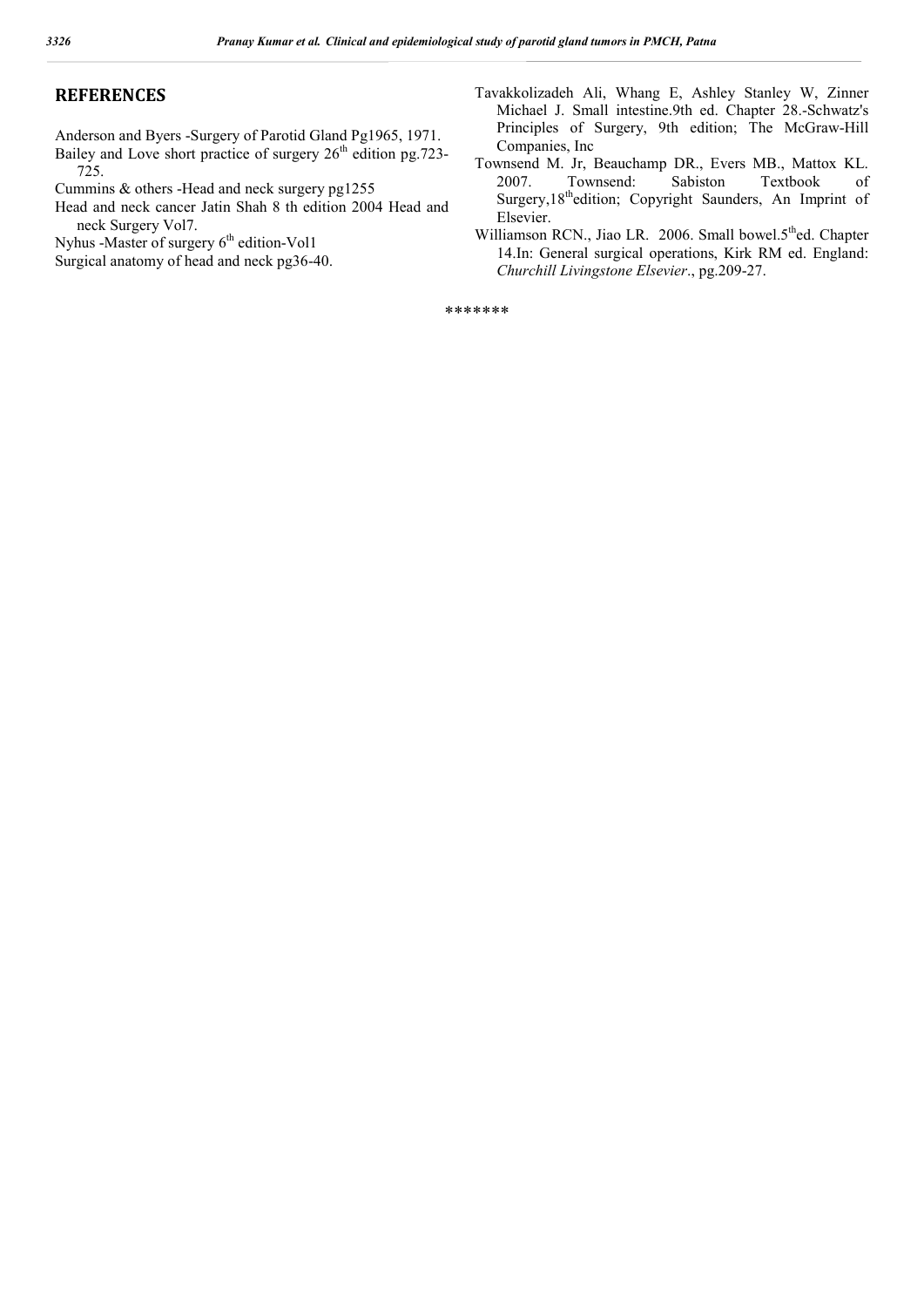## REFERENCES

Anderson and Byers -Surgery of Parotid Gland Pg1965, 1971.

Bailey and Love short practice of surgery 26th edition pg.723-725.

Cummins & others -Head and neck surgery pg1255

Head and neck cancer Jatin Shah 8 th edition 2004 Head and neck Surgery Vol7.

Nyhus -Master of surgery 6th edition-Vol1

Surgical anatomy of head and neck pg36-40.

Tavakkolizadeh Ali, Whang E, Ashley Stanley W, Zinner Michael J. Small intestine.9th ed. Chapter 28.-Schwatz's Principles of Surgery, 9th edition; The McGraw-Hill Companies, Inc

Townsend M. Jr, Beauchamp DR., Evers MB., Mattox KL. 2007. Townsend: Sabiston Textbook of Surgery,18thedition; Copyright Saunders, An Imprint of Elsevier.

Williamson RCN., Jiao LR. 2006. Small bowel.5thed. Chapter 14.In: General surgical operations, Kirk RM ed. England: *Churchill Livingstone Elsevier*., pg.209-27.

\*\*\*\*\*\*\*